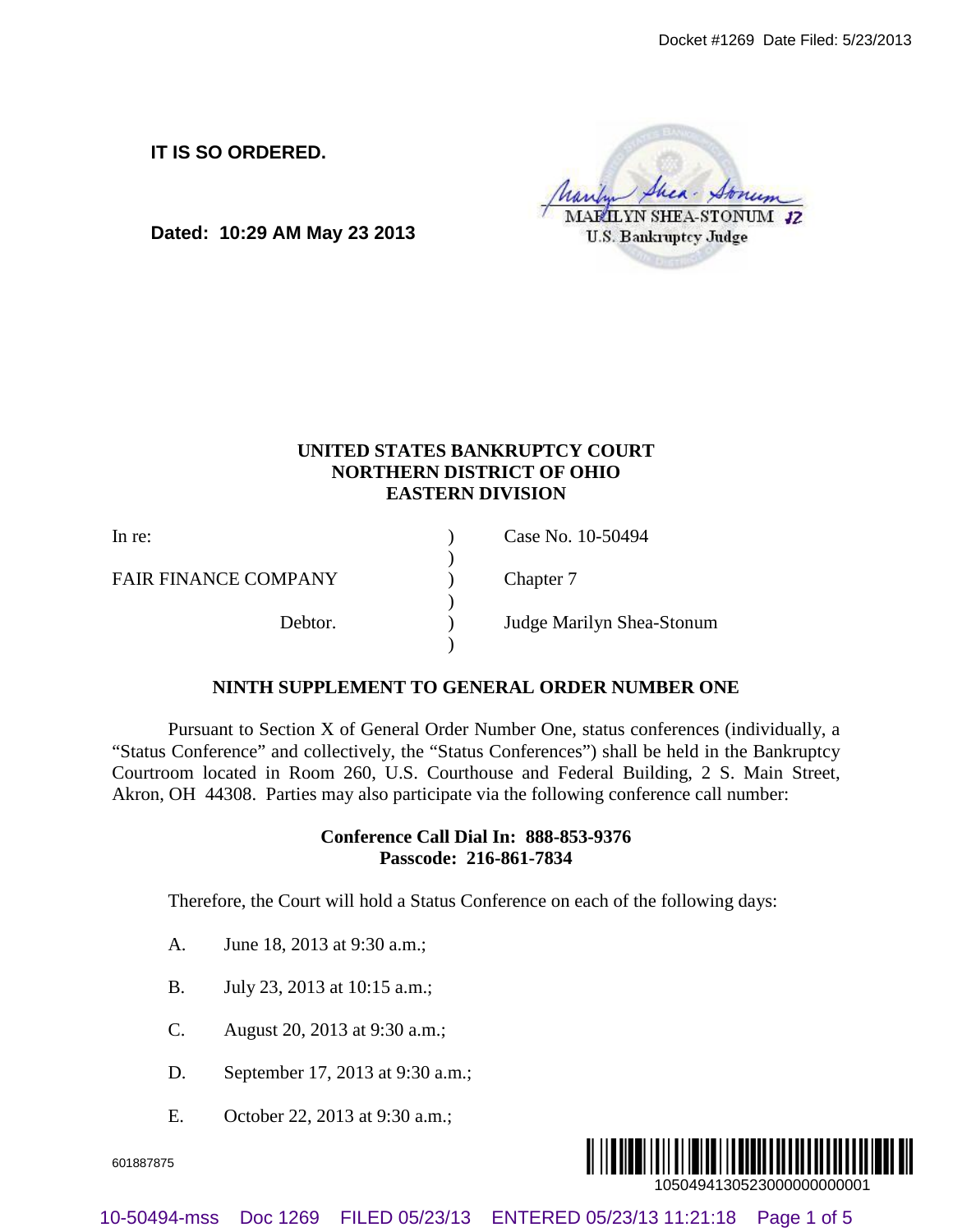Docket #1269 Date Filed: 5/23/2013

**IT IS SO ORDERED.**

**Dated: 10:29 AM May 23 2013**

MARILYN SHEA-STONUM
U.S. Bankruptcy Judge

**UNITED STATES BANKRUPTCY COURT**
**NORTHERN DISTRICT OF OHIO**
**EASTERN DIVISION**

| | | |
|---|---|---|
| In re: | ) | Case No. 10-50494 |
| | ) | |
| FAIR FINANCE COMPANY | ) | Chapter 7 |
| | ) | |
| Debtor. | ) | Judge Marilyn Shea-Stonum |
| | ) | |

**NINTH SUPPLEMENT TO GENERAL ORDER NUMBER ONE**

Pursuant to Section X of General Order Number One, status conferences (individually, a "Status Conference" and collectively, the "Status Conferences") shall be held in the Bankruptcy Courtroom located in Room 260, U.S. Courthouse and Federal Building, 2 S. Main Street, Akron, OH 44308. Parties may also participate via the following conference call number:

**Conference Call Dial In: 888-853-9376**
**Passcode: 216-861-7834**

Therefore, the Court will hold a Status Conference on each of the following days:

A. June 18, 2013 at 9:30 a.m.;

B. July 23, 2013 at 10:15 a.m.;

C. August 20, 2013 at 9:30 a.m.;

D. September 17, 2013 at 9:30 a.m.;

E. October 22, 2013 at 9:30 a.m.;

601887875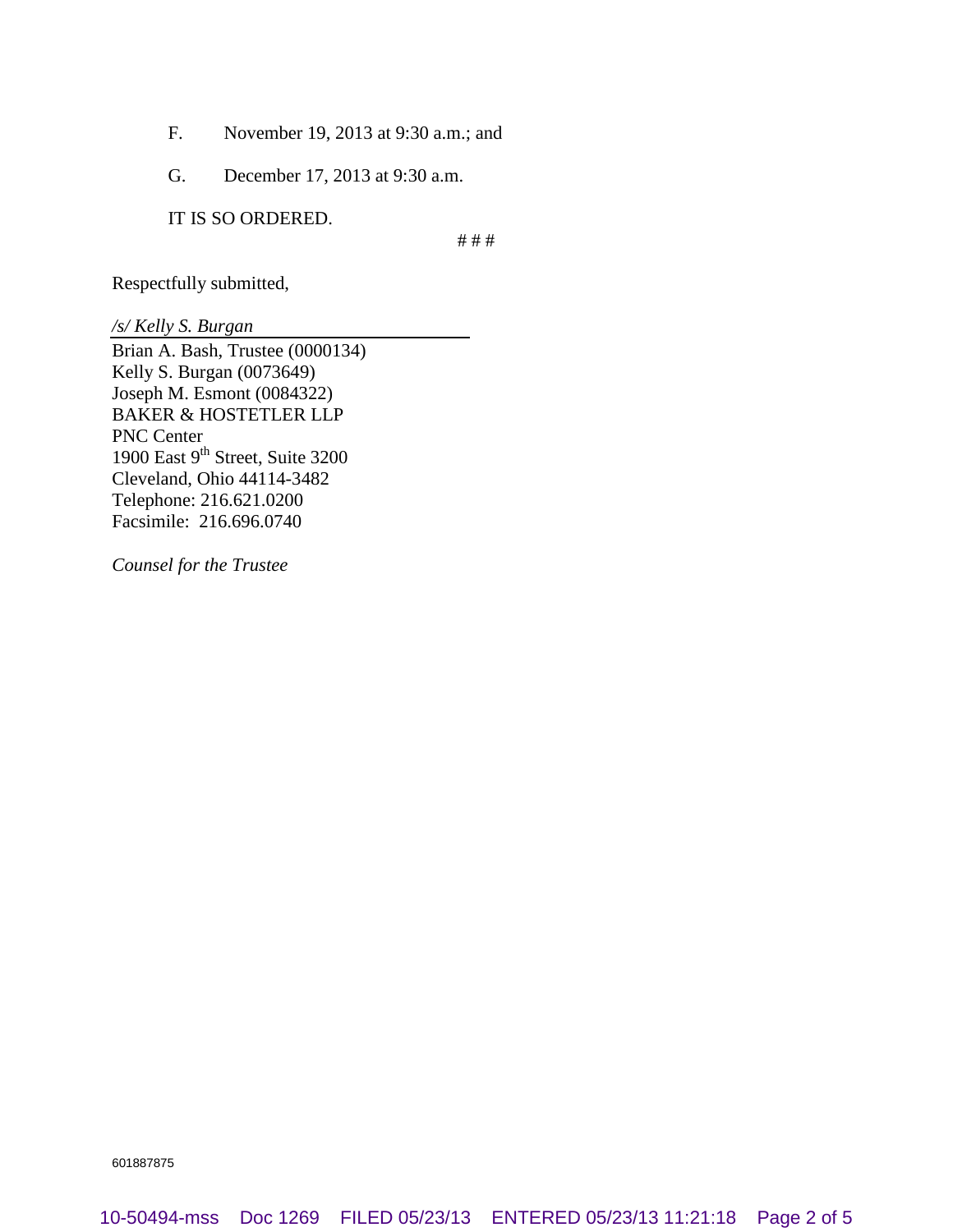F. November 19, 2013 at 9:30 a.m.; and

G. December 17, 2013 at 9:30 a.m.

IT IS SO ORDERED.

# # #

Respectfully submitted,

*/s/ Kelly S. Burgan*
Brian A. Bash, Trustee (0000134)
Kelly S. Burgan (0073649)
Joseph M. Esmont (0084322)
BAKER & HOSTETLER LLP
PNC Center
1900 East 9th Street, Suite 3200
Cleveland, Ohio 44114-3482
Telephone: 216.621.0200
Facsimile: 216.696.0740

*Counsel for the Trustee*

601887875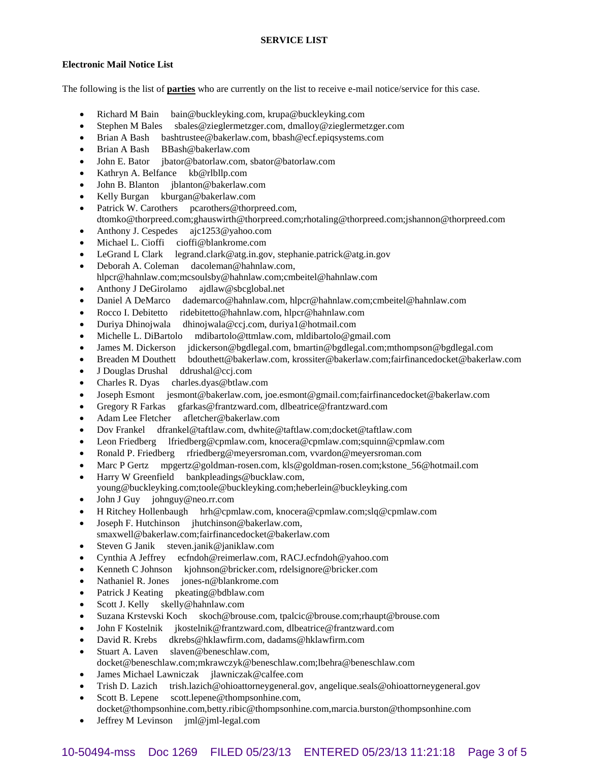**SERVICE LIST**

**Electronic Mail Notice List**

The following is the list of **parties** who are currently on the list to receive e-mail notice/service for this case.

- Richard M Bain bain@buckleyking.com, krupa@buckleyking.com
- Stephen M Bales sbales@zieglermetzger.com, dmalloy@zieglermetzger.com
- Brian A Bash bashtrustee@bakerlaw.com, bbash@ecf.epiqsystems.com
- Brian A Bash BBash@bakerlaw.com
- John E. Bator jbator@batorlaw.com, sbator@batorlaw.com
- Kathryn A. Belfance kb@rlbllp.com
- John B. Blanton jblanton@bakerlaw.com
- Kelly Burgan kburgan@bakerlaw.com
- Patrick W. Carothers pcarothers@thorpreed.com, dtomko@thorpreed.com;ghauswirth@thorpreed.com;rhotaling@thorpreed.com;jshannon@thorpreed.com
- Anthony J. Cespedes ajc1253@yahoo.com
- Michael L. Cioffi cioffi@blankrome.com
- LeGrand L Clark legrand.clark@atg.in.gov, stephanie.patrick@atg.in.gov
- Deborah A. Coleman dacoleman@hahnlaw.com, hlpcr@hahnlaw.com;mcsoulsby@hahnlaw.com;cmbeitel@hahnlaw.com
- Anthony J DeGirolamo ajdlaw@sbcglobal.net
- Daniel A DeMarco dademarco@hahnlaw.com, hlpcr@hahnlaw.com;cmbeitel@hahnlaw.com
- Rocco I. Debitetto ridebitetto@hahnlaw.com, hlpcr@hahnlaw.com
- Duriya Dhinojwala dhinojwala@ccj.com, duriya1@hotmail.com
- Michelle L. DiBartolo mdibartolo@ttmlaw.com, mldibartolo@gmail.com
- James M. Dickerson jdickerson@bgdlegal.com, bmartin@bgdlegal.com;mthompson@bgdlegal.com
- Breaden M Douthett bdouthett@bakerlaw.com, krossiter@bakerlaw.com;fairfinancedocket@bakerlaw.com
- J Douglas Drushal ddrushal@ccj.com
- Charles R. Dyas charles.dyas@btlaw.com
- Joseph Esmont jesmont@bakerlaw.com, joe.esmont@gmail.com;fairfinancedocket@bakerlaw.com
- Gregory R Farkas gfarkas@frantzward.com, dlbeatrice@frantzward.com
- Adam Lee Fletcher afletcher@bakerlaw.com
- Dov Frankel dfrankel@taftlaw.com, dwhite@taftlaw.com;docket@taftlaw.com
- Leon Friedberg lfriedberg@cpmlaw.com, knocera@cpmlaw.com;squinn@cpmlaw.com
- Ronald P. Friedberg rfriedberg@meyersroman.com, vvardon@meyersroman.com
- Marc P Gertz mpgertz@goldman-rosen.com, kls@goldman-rosen.com;kstone_56@hotmail.com
- Harry W Greenfield bankpleadings@bucklaw.com, young@buckleyking.com;toole@buckleyking.com;heberlein@buckleyking.com
- John J Guy johnguy@neo.rr.com
- H Ritchey Hollenbaugh hrh@cpmlaw.com, knocera@cpmlaw.com;slq@cpmlaw.com
- Joseph F. Hutchinson jhutchinson@bakerlaw.com, smaxwell@bakerlaw.com;fairfinancedocket@bakerlaw.com
- Steven G Janik steven.janik@janiklaw.com
- Cynthia A Jeffrey ecfndoh@reimerlaw.com, RACJ.ecfndoh@yahoo.com
- Kenneth C Johnson kjohnson@bricker.com, rdelsignore@bricker.com
- Nathaniel R. Jones jones-n@blankrome.com
- Patrick J Keating pkeating@bdblaw.com
- Scott J. Kelly skelly@hahnlaw.com
- Suzana Krstevski Koch skoch@brouse.com, tpalcic@brouse.com;rhaupt@brouse.com
- John F Kostelnik jkostelnik@frantzward.com, dlbeatrice@frantzward.com
- David R. Krebs dkrebs@hklawfirm.com, dadams@hklawfirm.com
- Stuart A. Laven slaven@beneschlaw.com, docket@beneschlaw.com;mkrawczyk@beneschlaw.com;lbehra@beneschlaw.com
- James Michael Lawniczak jlawniczak@calfee.com
- Trish D. Lazich trish.lazich@ohioattorneygeneral.gov, angelique.seals@ohioattorneygeneral.gov
- Scott B. Lepene scott.lepene@thompsonhine.com, docket@thompsonhine.com,betty.ribic@thompsonhine.com,marcia.burston@thompsonhine.com
- Jeffrey M Levinson jml@jml-legal.com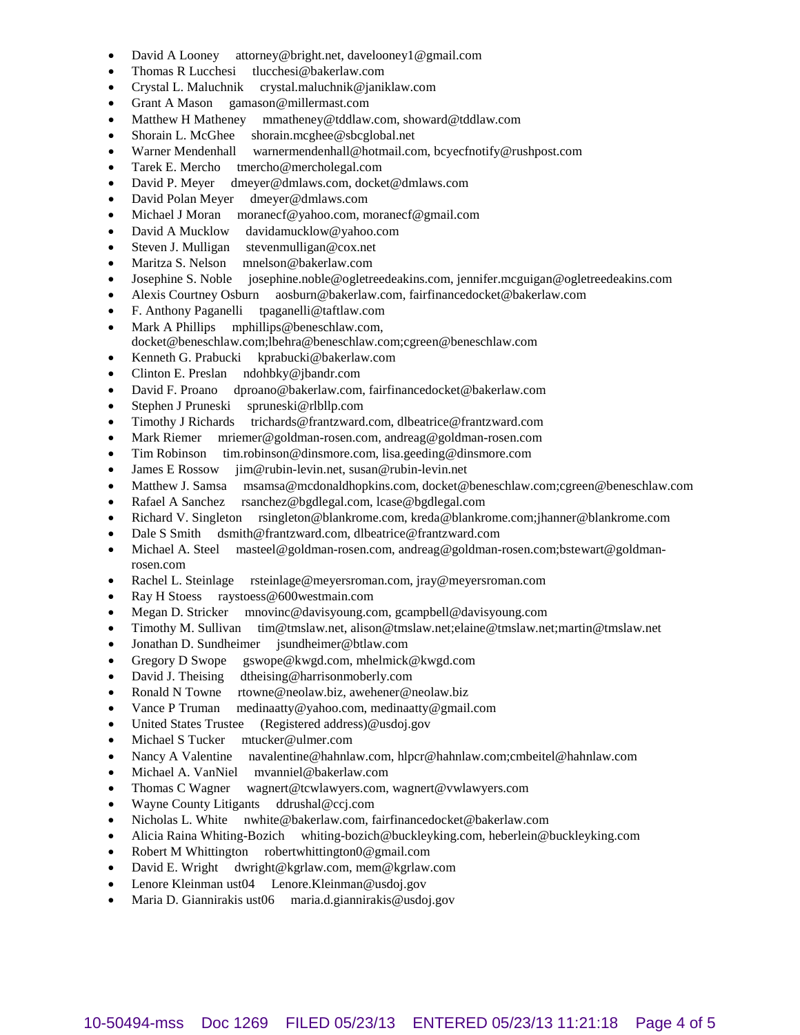- David A Looney attorney@bright.net, davelooney1@gmail.com
- Thomas R Lucchesi tlucchesi@bakerlaw.com
- Crystal L. Maluchnik crystal.maluchnik@janiklaw.com
- Grant A Mason gamason@millermast.com
- Matthew H Matheney mmatheney@tddlaw.com, showard@tddlaw.com
- Shorain L. McGhee shorain.mcghee@sbcglobal.net
- Warner Mendenhall warnermendenhall@hotmail.com, bcyecfnotify@rushpost.com
- Tarek E. Mercho tmercho@mercholegal.com
- David P. Meyer dmeyer@dmlaws.com, docket@dmlaws.com
- David Polan Meyer dmeyer@dmlaws.com
- Michael J Moran moranecf@yahoo.com, moranecf@gmail.com
- David A Mucklow davidamucklow@yahoo.com
- Steven J. Mulligan stevenmulligan@cox.net
- Maritza S. Nelson mnelson@bakerlaw.com
- Josephine S. Noble josephine.noble@ogletreedeakins.com, jennifer.mcguigan@ogletreedeakins.com
- Alexis Courtney Osburn aosburn@bakerlaw.com, fairfinancedocket@bakerlaw.com
- F. Anthony Paganelli tpaganelli@taftlaw.com
- Mark A Phillips mphillips@beneschlaw.com, docket@beneschlaw.com;lbehra@beneschlaw.com;cgreen@beneschlaw.com
- Kenneth G. Prabucki kprabucki@bakerlaw.com
- Clinton E. Preslan ndohbky@jbandr.com
- David F. Proano dproano@bakerlaw.com, fairfinancedocket@bakerlaw.com
- Stephen J Pruneski spruneski@rlbllp.com
- Timothy J Richards trichards@frantzward.com, dlbeatrice@frantzward.com
- Mark Riemer mriemer@goldman-rosen.com, andreag@goldman-rosen.com
- Tim Robinson tim.robinson@dinsmore.com, lisa.geeding@dinsmore.com
- James E Rossow jim@rubin-levin.net, susan@rubin-levin.net
- Matthew J. Samsa msamsa@mcdonaldhopkins.com, docket@beneschlaw.com;cgreen@beneschlaw.com
- Rafael A Sanchez rsanchez@bgdlegal.com, lcase@bgdlegal.com
- Richard V. Singleton rsingleton@blankrome.com, kreda@blankrome.com;jhanner@blankrome.com
- Dale S Smith dsmith@frantzward.com, dlbeatrice@frantzward.com
- Michael A. Steel masteel@goldman-rosen.com, andreag@goldman-rosen.com;bstewart@goldman-rosen.com
- Rachel L. Steinlage rsteinlage@meyersroman.com, jray@meyersroman.com
- Ray H Stoess raystoess@600westmain.com
- Megan D. Stricker mnovinc@davisyoung.com, gcampbell@davisyoung.com
- Timothy M. Sullivan tim@tmslaw.net, alison@tmslaw.net;elaine@tmslaw.net;martin@tmslaw.net
- Jonathan D. Sundheimer jsundheimer@btlaw.com
- Gregory D Swope gswope@kwgd.com, mhelmick@kwgd.com
- David J. Theising dtheising@harrisonmoberly.com
- Ronald N Towne rtowne@neolaw.biz, awehener@neolaw.biz
- Vance P Truman medinaatty@yahoo.com, medinaatty@gmail.com
- United States Trustee (Registered address)@usdoj.gov
- Michael S Tucker mtucker@ulmer.com
- Nancy A Valentine navalentine@hahnlaw.com, hlpcr@hahnlaw.com;cmbeitel@hahnlaw.com
- Michael A. VanNiel mvanniel@bakerlaw.com
- Thomas C Wagner wagnert@tcwlawyers.com, wagnert@vwlawyers.com
- Wayne County Litigants ddrushal@ccj.com
- Nicholas L. White nwhite@bakerlaw.com, fairfinancedocket@bakerlaw.com
- Alicia Raina Whiting-Bozich whiting-bozich@buckleyking.com, heberlein@buckleyking.com
- Robert M Whittington robertwhittington0@gmail.com
- David E. Wright dwright@kgrlaw.com, mem@kgrlaw.com
- Lenore Kleinman ust04 Lenore.Kleinman@usdoj.gov
- Maria D. Giannirakis ust06 maria.d.giannirakis@usdoj.gov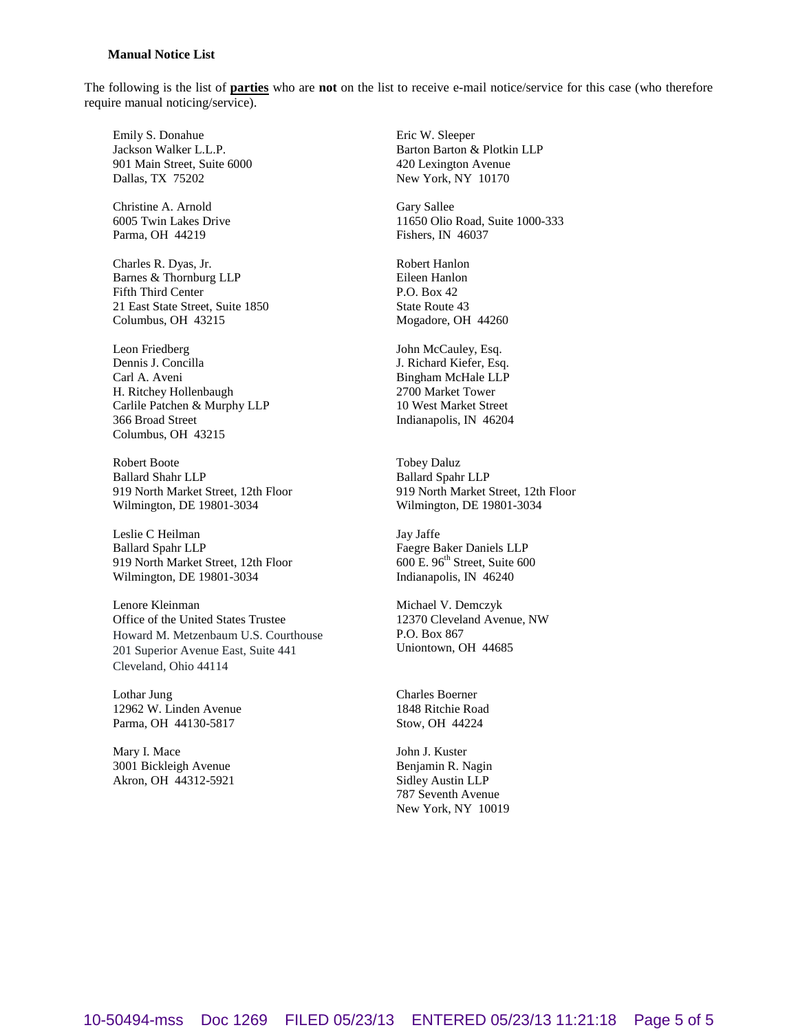**Manual Notice List**

The following is the list of **parties** who are **not** on the list to receive e-mail notice/service for this case (who therefore require manual noticing/service).

Emily S. Donahue
Jackson Walker L.L.P.
901 Main Street, Suite 6000
Dallas, TX 75202

Christine A. Arnold
6005 Twin Lakes Drive
Parma, OH 44219

Charles R. Dyas, Jr.
Barnes & Thornburg LLP
Fifth Third Center
21 East State Street, Suite 1850
Columbus, OH 43215

Leon Friedberg
Dennis J. Concilla
Carl A. Aveni
H. Ritchey Hollenbaugh
Carlile Patchen & Murphy LLP
366 Broad Street
Columbus, OH 43215

Robert Boote
Ballard Shahr LLP
919 North Market Street, 12th Floor
Wilmington, DE 19801-3034

Leslie C Heilman
Ballard Spahr LLP
919 North Market Street, 12th Floor
Wilmington, DE 19801-3034

Lenore Kleinman
Office of the United States Trustee
Howard M. Metzenbaum U.S. Courthouse
201 Superior Avenue East, Suite 441
Cleveland, Ohio 44114

Lothar Jung
12962 W. Linden Avenue
Parma, OH 44130-5817

Mary I. Mace
3001 Bickleigh Avenue
Akron, OH 44312-5921

Eric W. Sleeper
Barton Barton & Plotkin LLP
420 Lexington Avenue
New York, NY 10170

Gary Sallee
11650 Olio Road, Suite 1000-333
Fishers, IN 46037

Robert Hanlon
Eileen Hanlon
P.O. Box 42
State Route 43
Mogadore, OH 44260

John McCauley, Esq.
J. Richard Kiefer, Esq.
Bingham McHale LLP
2700 Market Tower
10 West Market Street
Indianapolis, IN 46204

Tobey Daluz
Ballard Spahr LLP
919 North Market Street, 12th Floor
Wilmington, DE 19801-3034

Jay Jaffe
Faegre Baker Daniels LLP
600 E. 96th Street, Suite 600
Indianapolis, IN 46240

Michael V. Demczyk
12370 Cleveland Avenue, NW
P.O. Box 867
Uniontown, OH 44685

Charles Boerner
1848 Ritchie Road
Stow, OH 44224

John J. Kuster
Benjamin R. Nagin
Sidley Austin LLP
787 Seventh Avenue
New York, NY 10019